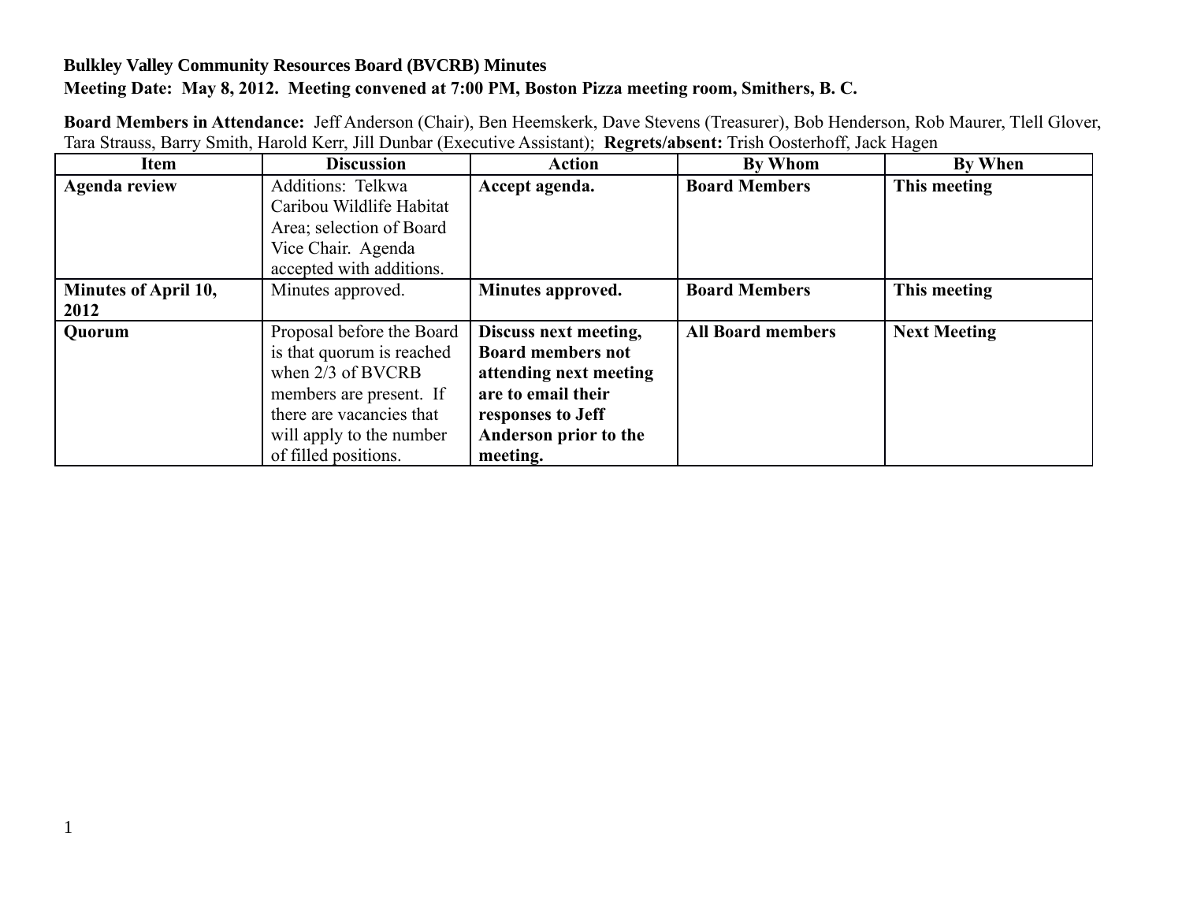**Bulkley Valley Community Resources Board (BVCRB) Minutes**

**Meeting Date: May 8, 2012. Meeting convened at 7:00 PM, Boston Pizza meeting room, Smithers, B. C.**

**Board Members in Attendance:** Jeff Anderson (Chair), Ben Heemskerk, Dave Stevens (Treasurer), Bob Henderson, Rob Maurer, Tlell Glover, Tara Strauss, Barry Smith, Harold Kerr, Jill Dunbar (Executive Assistant); **Regrets/absent:** Trish Oosterhoff, Jack Hagen

| Item | Discussion | Action | By Whom | By When |
|---|---|---|---|---|
| **Agenda review** | Additions: Telkwa Caribou Wildlife Habitat Area; selection of Board Vice Chair. Agenda accepted with additions. | **Accept agenda.** | **Board Members** | **This meeting** |
| **Minutes of April 10, 2012** | Minutes approved. | **Minutes approved.** | **Board Members** | **This meeting** |
| **Quorum** | Proposal before the Board is that quorum is reached when 2/3 of BVCRB members are present. If there are vacancies that will apply to the number of filled positions. | **Discuss next meeting, Board members not attending next meeting are to email their responses to Jeff Anderson prior to the meeting.** | **All Board members** | **Next Meeting** |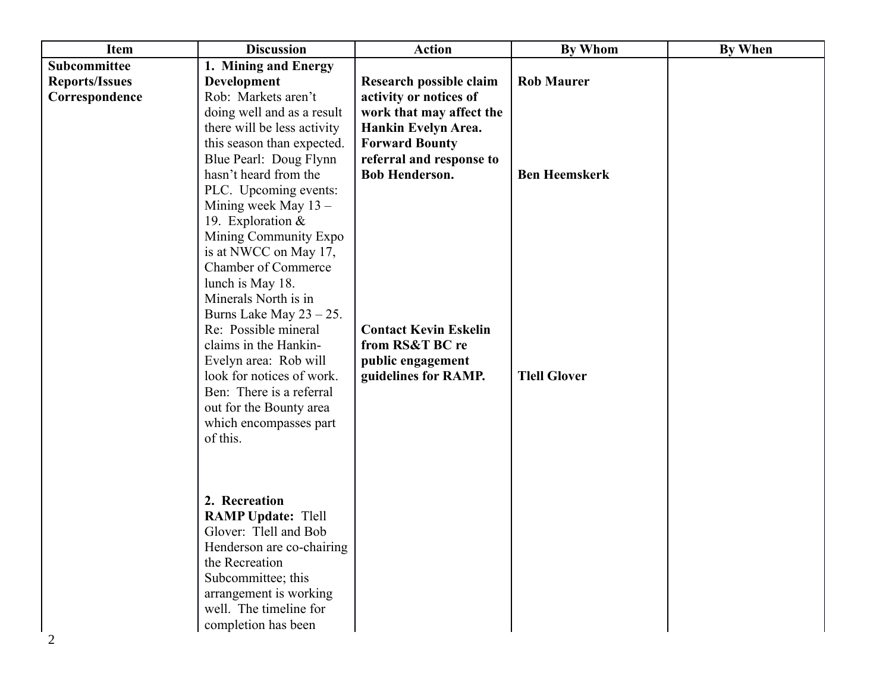| Item | Discussion | Action | By Whom | By When |
| --- | --- | --- | --- | --- |
| **Subcommittee Reports/Issues Correspondence** | **1. Mining and Energy Development**<br>Rob: Markets aren't doing well and as a result there will be less activity this season than expected. Blue Pearl: Doug Flynn hasn't heard from the PLC. Upcoming events: Mining week May 13 – 19. Exploration & Mining Community Expo is at NWCC on May 17, Chamber of Commerce lunch is May 18. Minerals North is in Burns Lake May 23 – 25. Re: Possible mineral claims in the Hankin-Evelyn area: Rob will look for notices of work. Ben: There is a referral out for the Bounty area which encompasses part of this. | **Research possible claim activity or notices of work that may affect the Hankin Evelyn Area.** | **Rob Maurer** | |
| | | **Forward Bounty referral and response to Bob Henderson.** | **Ben Heemskerk** | |
| | | **Contact Kevin Eskelin from RS&T BC re public engagement guidelines for RAMP.** | **Tlell Glover** | |
| | **2. Recreation**<br>**RAMP Update:** Tlell Glover: Tlell and Bob Henderson are co-chairing the Recreation Subcommittee; this arrangement is working well. The timeline for completion has been | | | |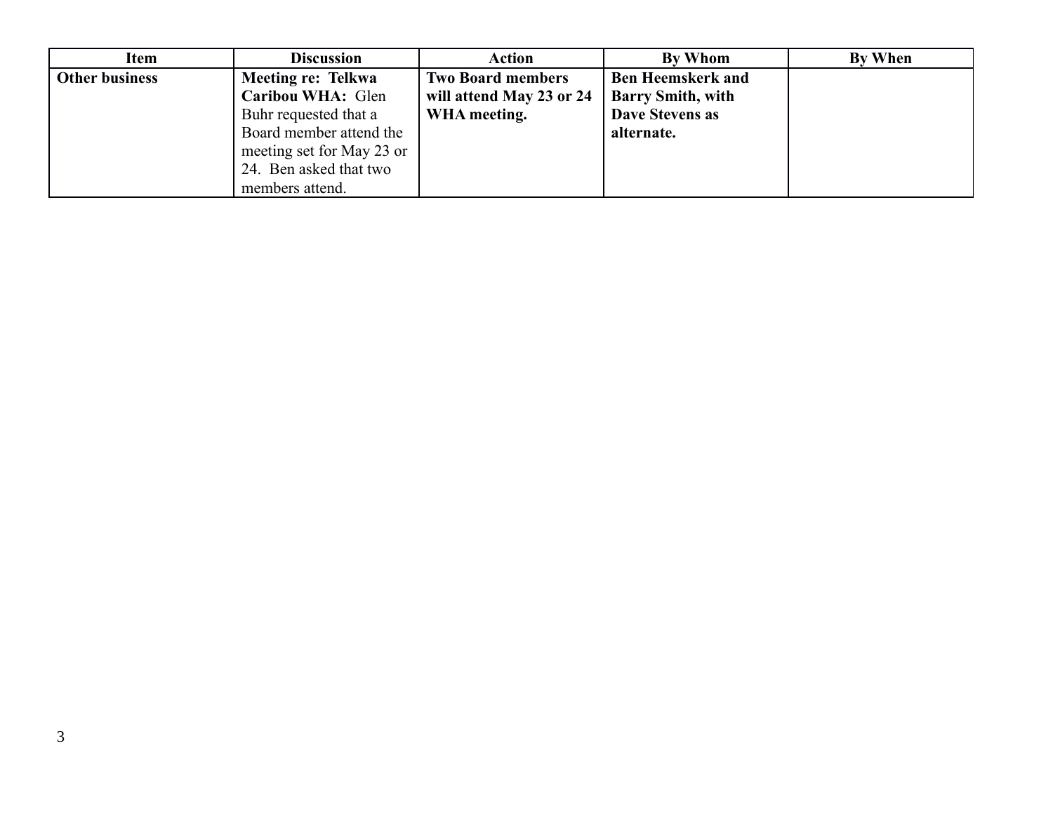| Item | Discussion | Action | By Whom | By When |
|---|---|---|---|---|
| **Other business** | **Meeting re: Telkwa Caribou WHA:** Glen Buhr requested that a Board member attend the meeting set for May 23 or 24. Ben asked that two members attend. | **Two Board members will attend May 23 or 24 WHA meeting.** | **Ben Heemskerk and Barry Smith, with Dave Stevens as alternate.** | |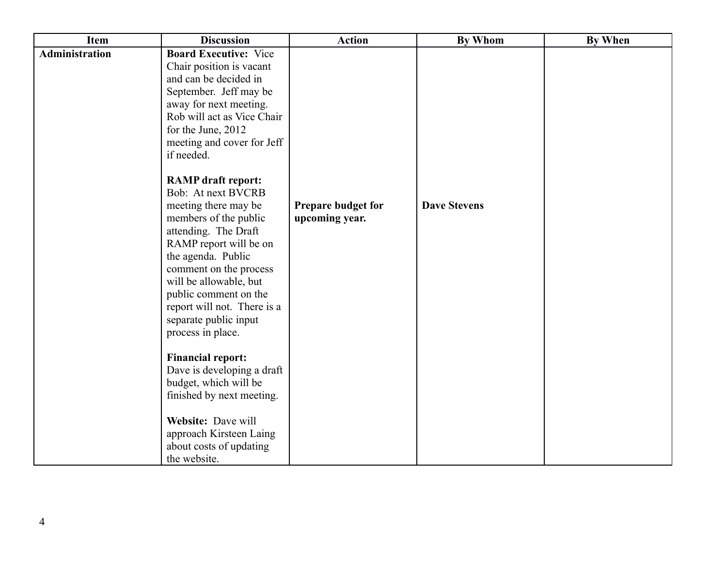| Item | Discussion | Action | By Whom | By When |
|---|---|---|---|---|
| **Administration** | **Board Executive:** Vice Chair position is vacant and can be decided in September. Jeff may be away for next meeting. Rob will act as Vice Chair for the June, 2012 meeting and cover for Jeff if needed.<br><br>**RAMP draft report:** Bob: At next BVCRB meeting there may be members of the public attending. The Draft RAMP report will be on the agenda. Public comment on the process will be allowable, but public comment on the report will not. There is a separate public input process in place.<br><br>**Financial report:** Dave is developing a draft budget, which will be finished by next meeting.<br><br>**Website:** Dave will approach Kirsteen Laing about costs of updating the website. | **Prepare budget for upcoming year.** | **Dave Stevens** | |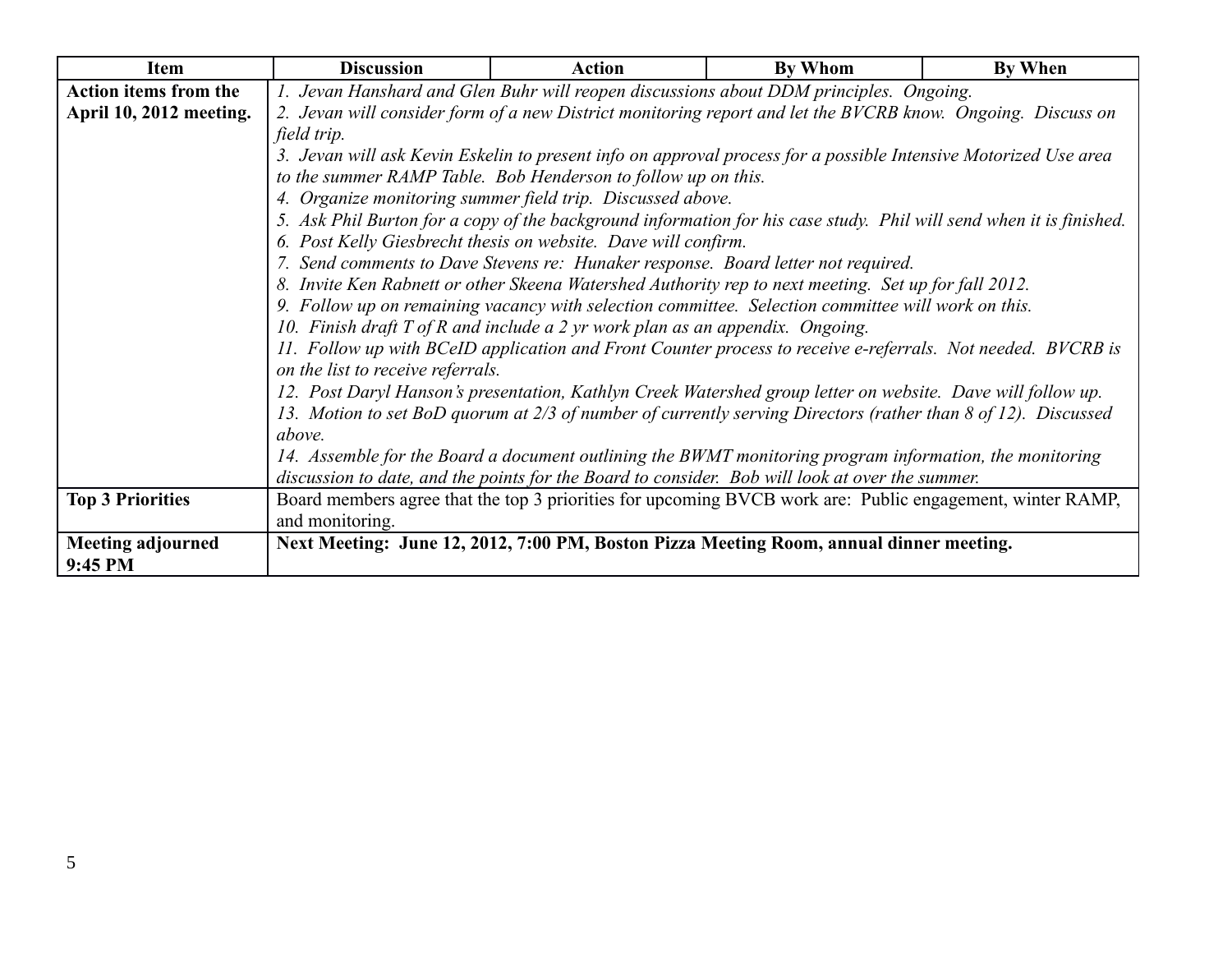| Item | Discussion | Action | By Whom | By When |
| --- | --- | --- | --- | --- |
| **Action items from the April 10, 2012 meeting.** | *1. Jevan Hanshard and Glen Buhr will reopen discussions about DDM principles. Ongoing.*<br>*2. Jevan will consider form of a new District monitoring report and let the BVCRB know. Ongoing. Discuss on field trip.*<br>*3. Jevan will ask Kevin Eskelin to present info on approval process for a possible Intensive Motorized Use area to the summer RAMP Table. Bob Henderson to follow up on this.*<br>*4. Organize monitoring summer field trip. Discussed above.*<br>*5. Ask Phil Burton for a copy of the background information for his case study. Phil will send when it is finished.*<br>*6. Post Kelly Giesbrecht thesis on website. Dave will confirm.*<br>*7. Send comments to Dave Stevens re: Hunaker response. Board letter not required.*<br>*8. Invite Ken Rabnett or other Skeena Watershed Authority rep to next meeting. Set up for fall 2012.*<br>*9. Follow up on remaining vacancy with selection committee. Selection committee will work on this.*<br>*10. Finish draft T of R and include a 2 yr work plan as an appendix. Ongoing.*<br>*11. Follow up with BCeID application and Front Counter process to receive e-referrals. Not needed. BVCRB is on the list to receive referrals.*<br>*12. Post Daryl Hanson's presentation, Kathlyn Creek Watershed group letter on website. Dave will follow up.*<br>*13. Motion to set BoD quorum at 2/3 of number of currently serving Directors (rather than 8 of 12). Discussed above.*<br>*14. Assemble for the Board a document outlining the BWMT monitoring program information, the monitoring discussion to date, and the points for the Board to consider. Bob will look at over the summer.* | | | |
| **Top 3 Priorities** | Board members agree that the top 3 priorities for upcoming BVCB work are: Public engagement, winter RAMP, and monitoring. | | | |
| **Meeting adjourned 9:45 PM** | **Next Meeting: June 12, 2012, 7:00 PM, Boston Pizza Meeting Room, annual dinner meeting.** | | | |